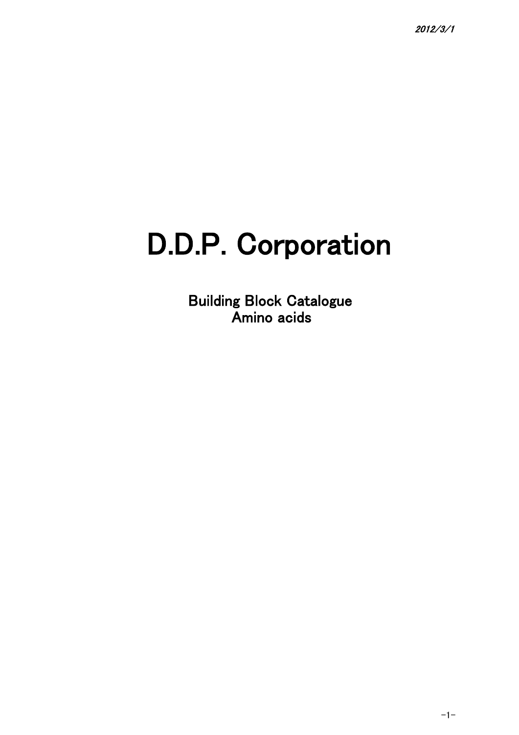2012/3/1

# D.D.P. Corporation

Building Block Catalogue
Amino acids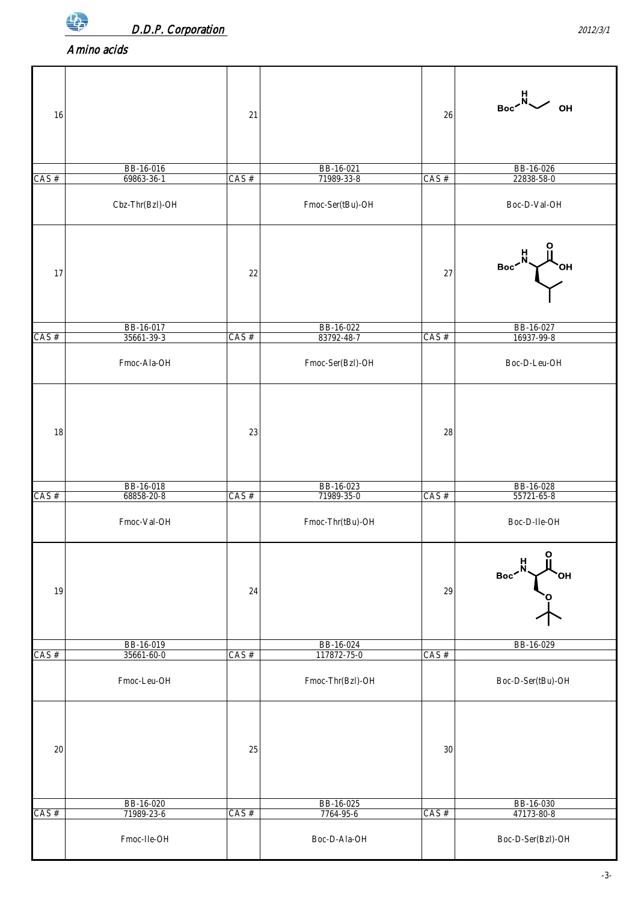## Amino acids

| No. | Code | CAS # | Name |
|---|---|---|---|
| 16 | BB-16-016 | 69863-36-1 | Cbz-Thr(Bzl)-OH |
| 17 | BB-16-017 | 35661-39-3 | Fmoc-Ala-OH |
| 18 | BB-16-018 | 68858-20-8 | Fmoc-Val-OH |
| 19 | BB-16-019 | 35661-60-0 | Fmoc-Leu-OH |
| 20 | BB-16-020 | 71989-23-6 | Fmoc-Ile-OH |
| 21 | BB-16-021 | 71989-33-8 | Fmoc-Ser(tBu)-OH |
| 22 | BB-16-022 | 83792-48-7 | Fmoc-Ser(Bzl)-OH |
| 23 | BB-16-023 | 71989-35-0 | Fmoc-Thr(tBu)-OH |
| 24 | BB-16-024 | 117872-75-0 | Fmoc-Thr(Bzl)-OH |
| 25 | BB-16-025 | 7764-95-6 | Boc-D-Ala-OH |
| 26 | BB-16-026 | 22838-58-0 | Boc-D-Val-OH |
| 27 | BB-16-027 | 16937-99-8 | Boc-D-Leu-OH |
| 28 | BB-16-028 | 55721-65-8 | Boc-D-Ile-OH |
| 29 | BB-16-029 | | Boc-D-Ser(tBu)-OH |
| 30 | BB-16-030 | 47173-80-8 | Boc-D-Ser(Bzl)-OH |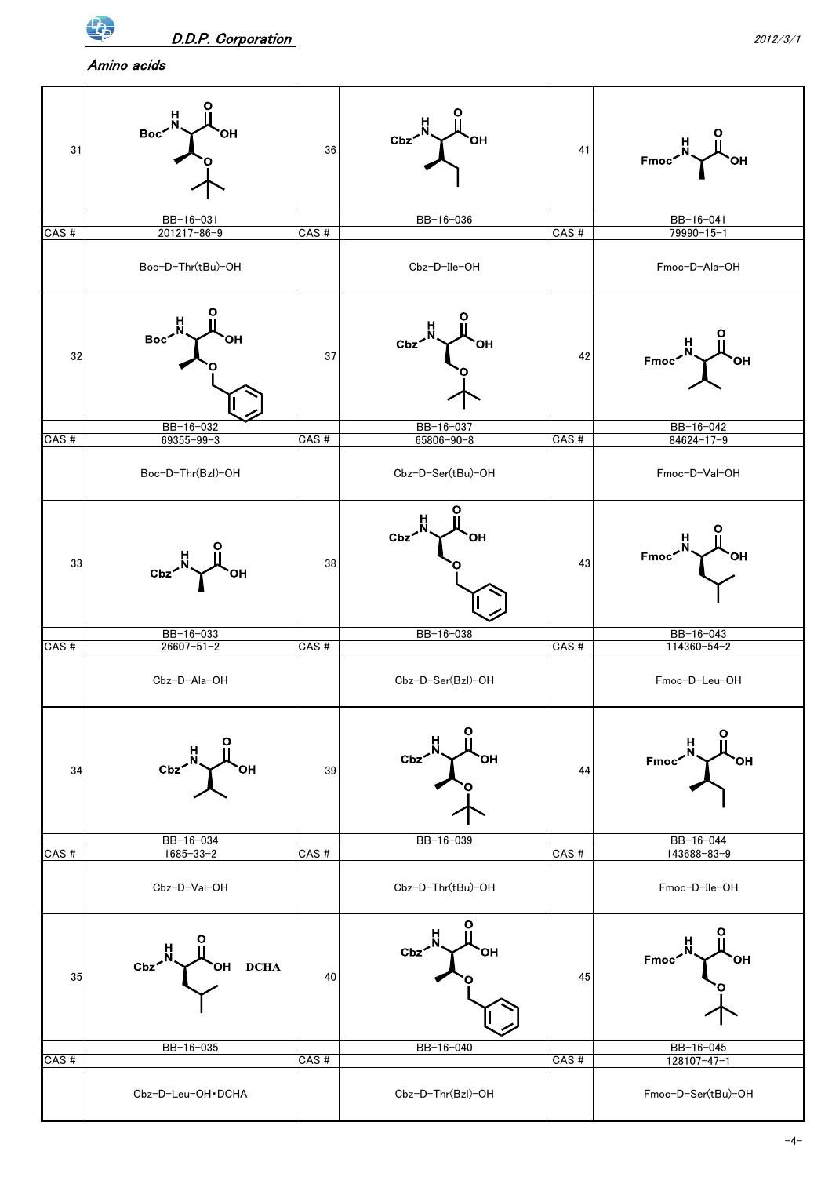## Amino acids

| No. | Code | CAS # | Name |
|---|---|---|---|
| 31 | BB-16-031 | 201217-86-9 | Boc-D-Thr(tBu)-OH |
| 32 | BB-16-032 | 69355-99-3 | Boc-D-Thr(Bzl)-OH |
| 33 | BB-16-033 | 26607-51-2 | Cbz-D-Ala-OH |
| 34 | BB-16-034 | 1685-33-2 | Cbz-D-Val-OH |
| 35 | BB-16-035 | | Cbz-D-Leu-OH・DCHA |
| 36 | BB-16-036 | | Cbz-D-Ile-OH |
| 37 | BB-16-037 | 65806-90-8 | Cbz-D-Ser(tBu)-OH |
| 38 | BB-16-038 | | Cbz-D-Ser(Bzl)-OH |
| 39 | BB-16-039 | | Cbz-D-Thr(tBu)-OH |
| 40 | BB-16-040 | | Cbz-D-Thr(Bzl)-OH |
| 41 | BB-16-041 | 79990-15-1 | Fmoc-D-Ala-OH |
| 42 | BB-16-042 | 84624-17-9 | Fmoc-D-Val-OH |
| 43 | BB-16-043 | 114360-54-2 | Fmoc-D-Leu-OH |
| 44 | BB-16-044 | 143688-83-9 | Fmoc-D-Ile-OH |
| 45 | BB-16-045 | 128107-47-1 | Fmoc-D-Ser(tBu)-OH |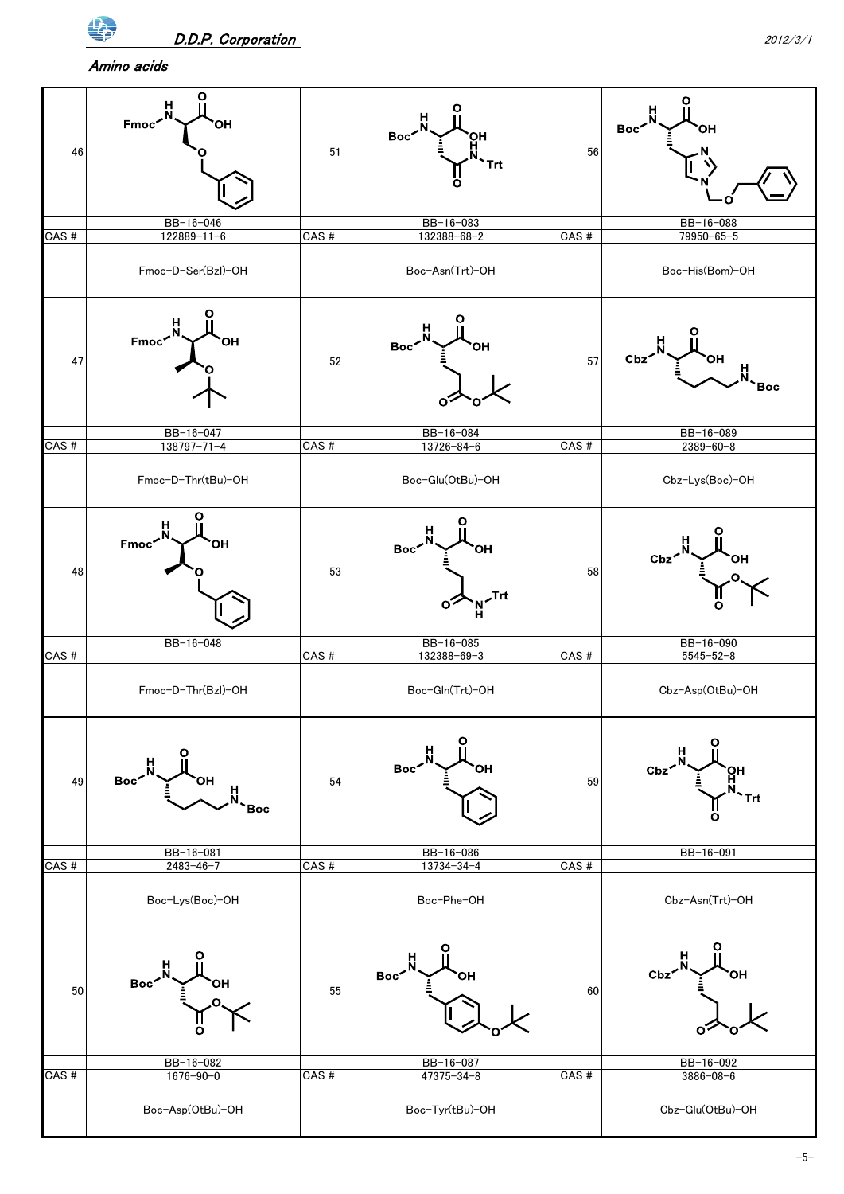## Amino acids

| No. | Code | CAS # | Name |
|---|---|---|---|
| 46 | BB-16-046 | 122889-11-6 | Fmoc-D-Ser(Bzl)-OH |
| 47 | BB-16-047 | 138797-71-4 | Fmoc-D-Thr(tBu)-OH |
| 48 | BB-16-048 | | Fmoc-D-Thr(Bzl)-OH |
| 49 | BB-16-081 | 2483-46-7 | Boc-Lys(Boc)-OH |
| 50 | BB-16-082 | 1676-90-0 | Boc-Asp(OtBu)-OH |
| 51 | BB-16-083 | 132388-68-2 | Boc-Asn(Trt)-OH |
| 52 | BB-16-084 | 13726-84-6 | Boc-Glu(OtBu)-OH |
| 53 | BB-16-085 | 132388-69-3 | Boc-Gln(Trt)-OH |
| 54 | BB-16-086 | 13734-34-4 | Boc-Phe-OH |
| 55 | BB-16-087 | 47375-34-8 | Boc-Tyr(tBu)-OH |
| 56 | BB-16-088 | 79950-65-5 | Boc-His(Bom)-OH |
| 57 | BB-16-089 | 2389-60-8 | Cbz-Lys(Boc)-OH |
| 58 | BB-16-090 | 5545-52-8 | Cbz-Asp(OtBu)-OH |
| 59 | BB-16-091 | | Cbz-Asn(Trt)-OH |
| 60 | BB-16-092 | 3886-08-6 | Cbz-Glu(OtBu)-OH |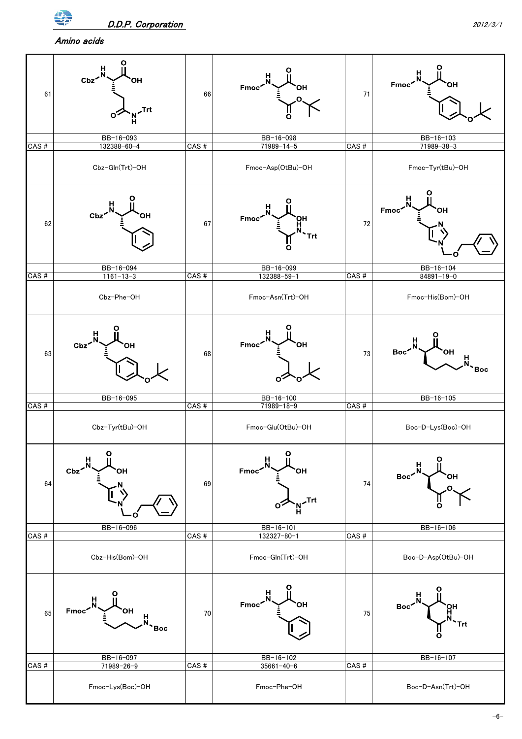*Amino acids*

| No. | Code | CAS # | Name |
|---|---|---|---|
| 61 | BB-16-093 | 132388-60-4 | Cbz-Gln(Trt)-OH |
| 62 | BB-16-094 | 1161-13-3 | Cbz-Phe-OH |
| 63 | BB-16-095 | | Cbz-Tyr(tBu)-OH |
| 64 | BB-16-096 | | Cbz-His(Bom)-OH |
| 65 | BB-16-097 | 71989-26-9 | Fmoc-Lys(Boc)-OH |
| 66 | BB-16-098 | 71989-14-5 | Fmoc-Asp(OtBu)-OH |
| 67 | BB-16-099 | 132388-59-1 | Fmoc-Asn(Trt)-OH |
| 68 | BB-16-100 | 71989-18-9 | Fmoc-Glu(OtBu)-OH |
| 69 | BB-16-101 | 132327-80-1 | Fmoc-Gln(Trt)-OH |
| 70 | BB-16-102 | 35661-40-6 | Fmoc-Phe-OH |
| 71 | BB-16-103 | 71989-38-3 | Fmoc-Tyr(tBu)-OH |
| 72 | BB-16-104 | 84891-19-0 | Fmoc-His(Bom)-OH |
| 73 | BB-16-105 | | Boc-D-Lys(Boc)-OH |
| 74 | BB-16-106 | | Boc-D-Asp(OtBu)-OH |
| 75 | BB-16-107 | | Boc-D-Asn(Trt)-OH |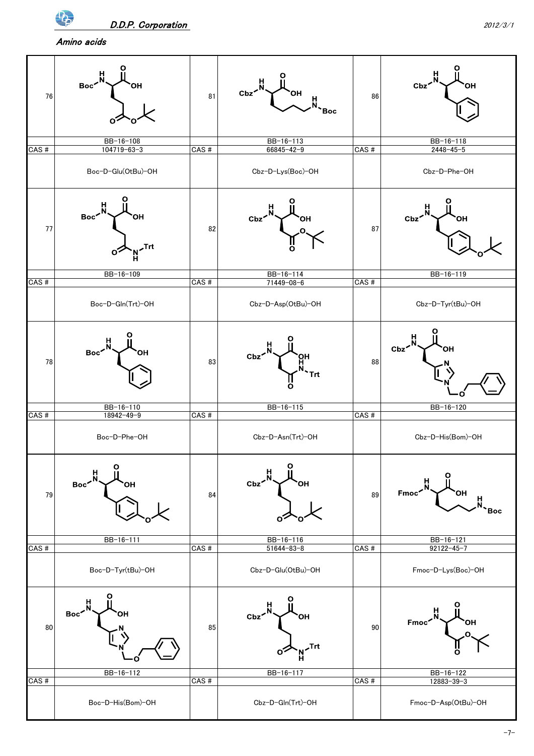## Amino acids

| No. | Code | CAS # | Name |
|---|---|---|---|
| 76 | BB-16-108 | 104719-63-3 | Boc-D-Glu(OtBu)-OH |
| 77 | BB-16-109 | | Boc-D-Gln(Trt)-OH |
| 78 | BB-16-110 | 18942-49-9 | Boc-D-Phe-OH |
| 79 | BB-16-111 | | Boc-D-Tyr(tBu)-OH |
| 80 | BB-16-112 | | Boc-D-His(Bom)-OH |
| 81 | BB-16-113 | 66845-42-9 | Cbz-D-Lys(Boc)-OH |
| 82 | BB-16-114 | 71449-08-6 | Cbz-D-Asp(OtBu)-OH |
| 83 | BB-16-115 | | Cbz-D-Asn(Trt)-OH |
| 84 | BB-16-116 | 51644-83-8 | Cbz-D-Glu(OtBu)-OH |
| 85 | BB-16-117 | | Cbz-D-Gln(Trt)-OH |
| 86 | BB-16-118 | 2448-45-5 | Cbz-D-Phe-OH |
| 87 | BB-16-119 | | Cbz-D-Tyr(tBu)-OH |
| 88 | BB-16-120 | | Cbz-D-His(Bom)-OH |
| 89 | BB-16-121 | 92122-45-7 | Fmoc-D-Lys(Boc)-OH |
| 90 | BB-16-122 | 12883-39-3 | Fmoc-D-Asp(OtBu)-OH |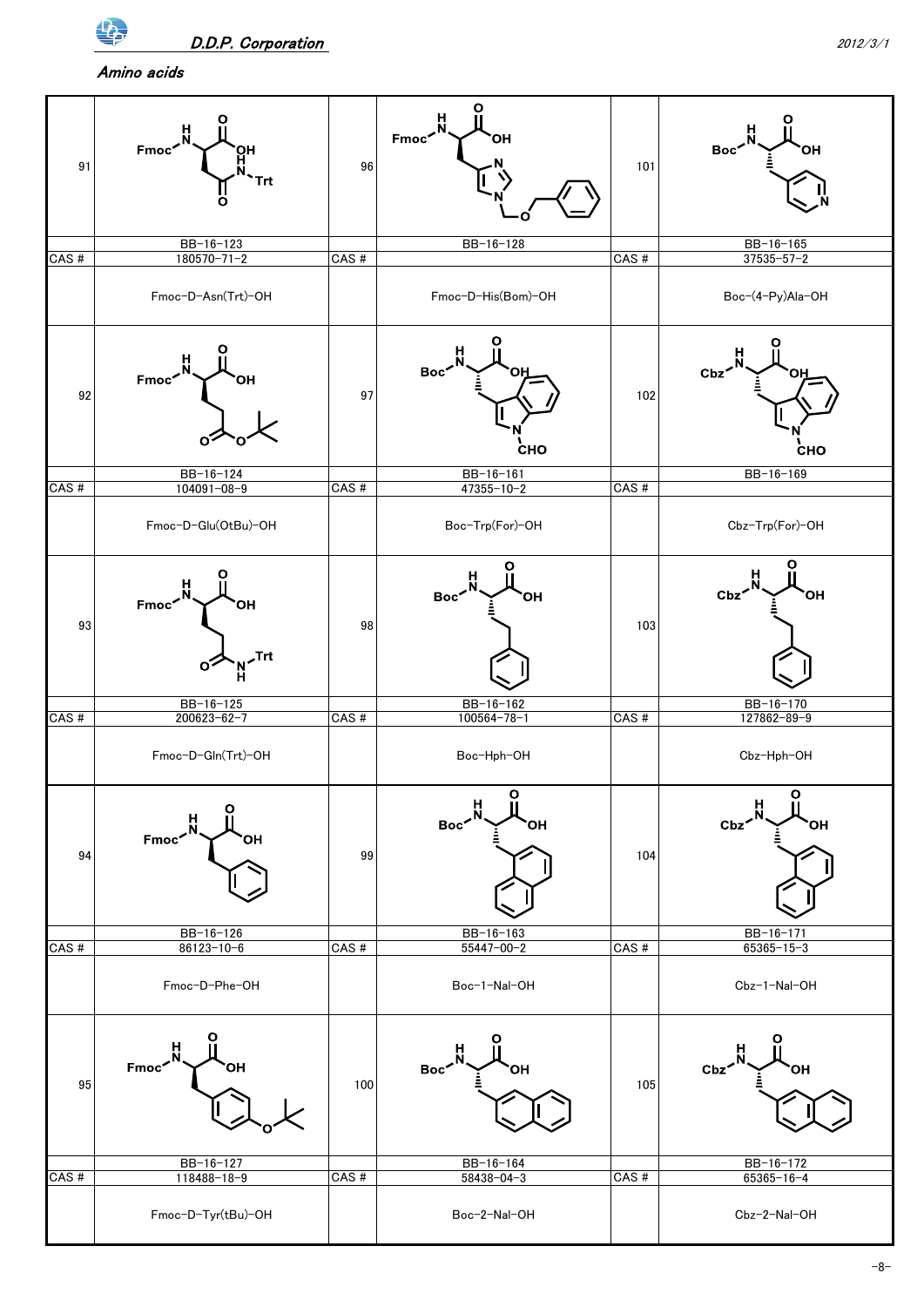## *Amino acids*

| No. | Code | CAS # | Name |
|---|---|---|---|
| 91 | BB-16-123 | 180570-71-2 | Fmoc-D-Asn(Trt)-OH |
| 92 | BB-16-124 | 104091-08-9 | Fmoc-D-Glu(OtBu)-OH |
| 93 | BB-16-125 | 200623-62-7 | Fmoc-D-Gln(Trt)-OH |
| 94 | BB-16-126 | 86123-10-6 | Fmoc-D-Phe-OH |
| 95 | BB-16-127 | 118488-18-9 | Fmoc-D-Tyr(tBu)-OH |
| 96 | BB-16-128 | | Fmoc-D-His(Bom)-OH |
| 97 | BB-16-161 | 47355-10-2 | Boc-Trp(For)-OH |
| 98 | BB-16-162 | 100564-78-1 | Boc-Hph-OH |
| 99 | BB-16-163 | 55447-00-2 | Boc-1-Nal-OH |
| 100 | BB-16-164 | 58438-04-3 | Boc-2-Nal-OH |
| 101 | BB-16-165 | 37535-57-2 | Boc-(4-Py)Ala-OH |
| 102 | BB-16-169 | | Cbz-Trp(For)-OH |
| 103 | BB-16-170 | 127862-89-9 | Cbz-Hph-OH |
| 104 | BB-16-171 | 65365-15-3 | Cbz-1-Nal-OH |
| 105 | BB-16-172 | 65365-16-4 | Cbz-2-Nal-OH |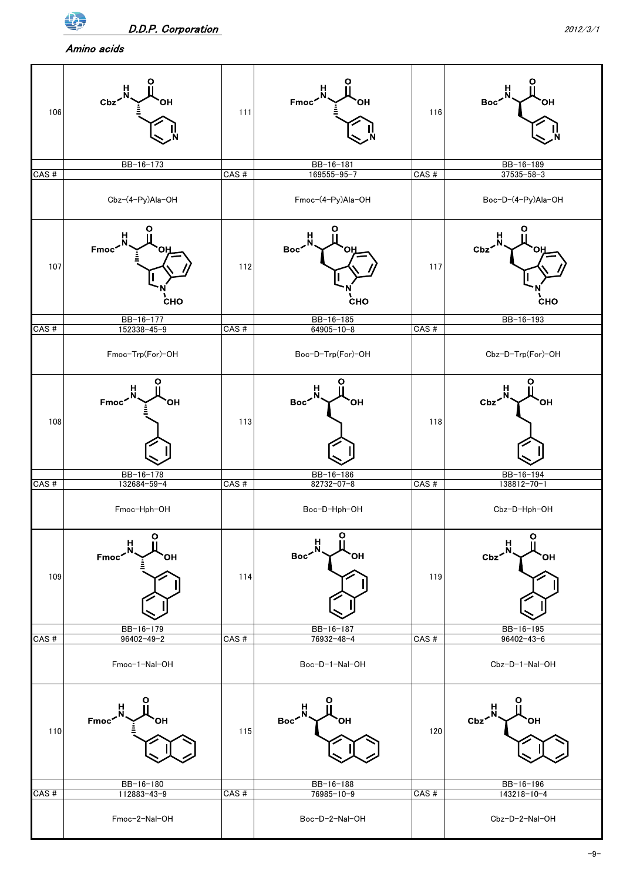## Amino acids

| No. | Catalog # | CAS # | Name |
|---|---|---|---|
| 106 | BB-16-173 | | Cbz-(4-Py)Ala-OH |
| 111 | BB-16-181 | 169555-95-7 | Fmoc-(4-Py)Ala-OH |
| 116 | BB-16-189 | 37535-58-3 | Boc-D-(4-Py)Ala-OH |
| 107 | BB-16-177 | 152338-45-9 | Fmoc-Trp(For)-OH |
| 112 | BB-16-185 | 64905-10-8 | Boc-D-Trp(For)-OH |
| 117 | BB-16-193 | | Cbz-D-Trp(For)-OH |
| 108 | BB-16-178 | 132684-59-4 | Fmoc-Hph-OH |
| 113 | BB-16-186 | 82732-07-8 | Boc-D-Hph-OH |
| 118 | BB-16-194 | 138812-70-1 | Cbz-D-Hph-OH |
| 109 | BB-16-179 | 96402-49-2 | Fmoc-1-Nal-OH |
| 114 | BB-16-187 | 76932-48-4 | Boc-D-1-Nal-OH |
| 119 | BB-16-195 | 96402-43-6 | Cbz-D-1-Nal-OH |
| 110 | BB-16-180 | 112883-43-9 | Fmoc-2-Nal-OH |
| 115 | BB-16-188 | 76985-10-9 | Boc-D-2-Nal-OH |
| 120 | BB-16-196 | 143218-10-4 | Cbz-D-2-Nal-OH |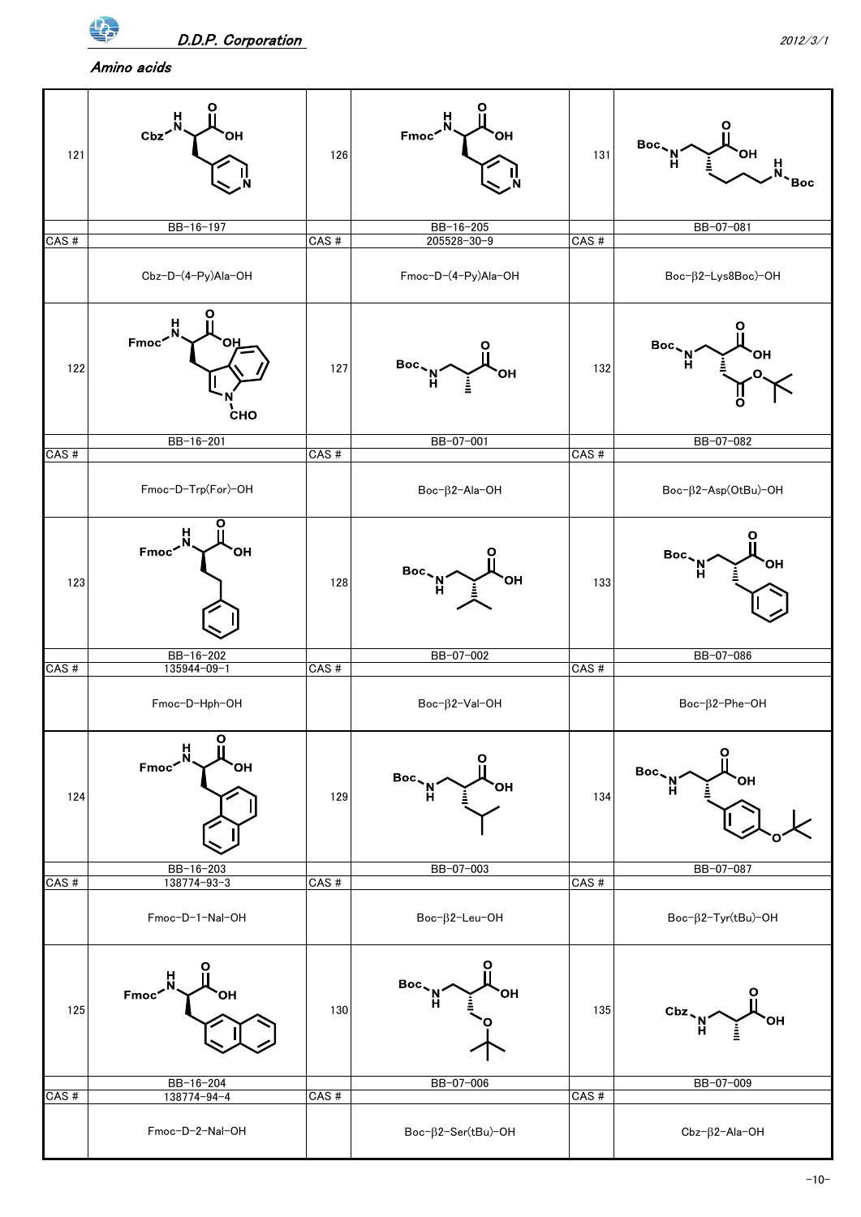## Amino acids

| No. | Code | CAS # | Name |
|---|---|---|---|
| 121 | BB-16-197 | | Cbz-D-(4-Py)Ala-OH |
| 122 | BB-16-201 | | Fmoc-D-Trp(For)-OH |
| 123 | BB-16-202 | 135944-09-1 | Fmoc-D-Hph-OH |
| 124 | BB-16-203 | 138774-93-3 | Fmoc-D-1-Nal-OH |
| 125 | BB-16-204 | 138774-94-4 | Fmoc-D-2-Nal-OH |
| 126 | BB-16-205 | 205528-30-9 | Fmoc-D-(4-Py)Ala-OH |
| 127 | BB-07-001 | | Boc-β2-Ala-OH |
| 128 | BB-07-002 | | Boc-β2-Val-OH |
| 129 | BB-07-003 | | Boc-β2-Leu-OH |
| 130 | BB-07-006 | | Boc-β2-Ser(tBu)-OH |
| 131 | BB-07-081 | | Boc-β2-Lys8Boc)-OH |
| 132 | BB-07-082 | | Boc-β2-Asp(OtBu)-OH |
| 133 | BB-07-086 | | Boc-β2-Phe-OH |
| 134 | BB-07-087 | | Boc-β2-Tyr(tBu)-OH |
| 135 | BB-07-009 | | Cbz-β2-Ala-OH |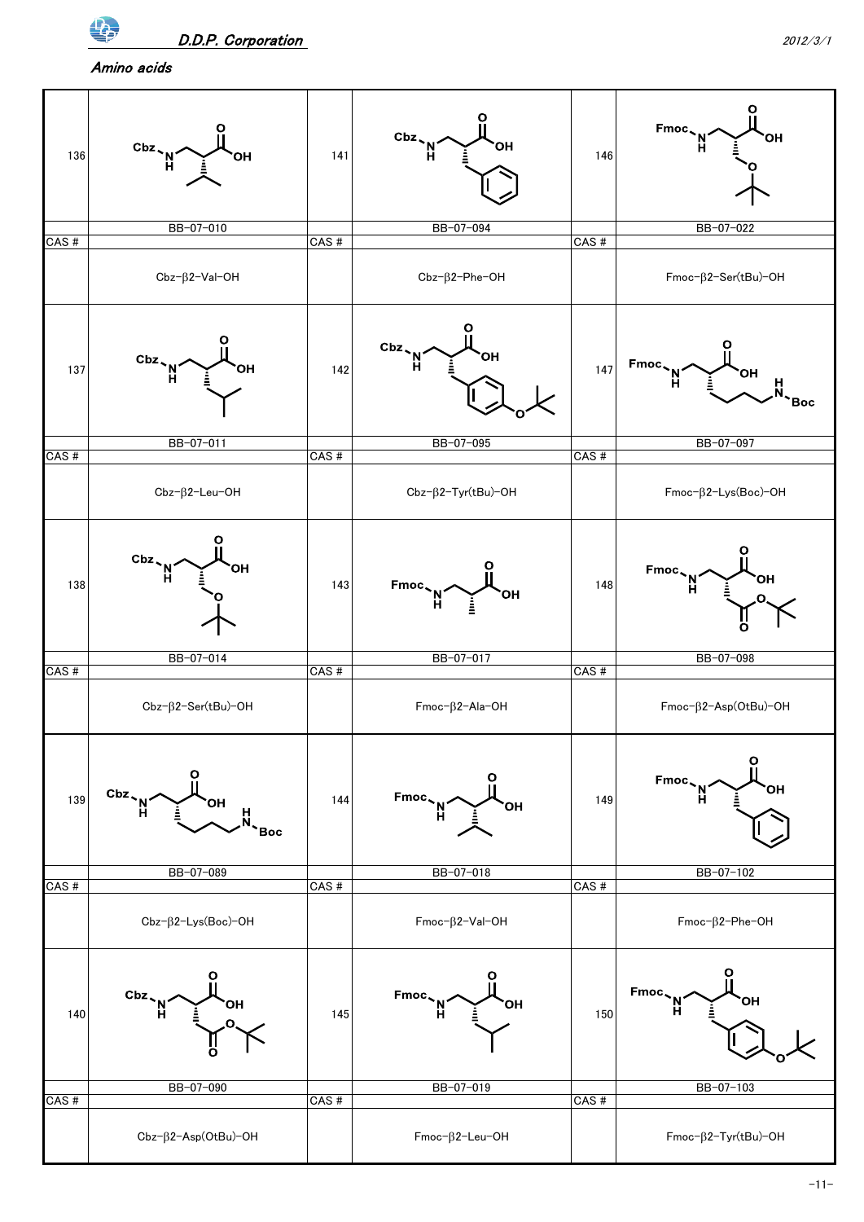## Amino acids

| No. | Structure | No. | Structure | No. | Structure |
| --- | --- | --- | --- | --- | --- |
| 136 | BB-07-010 | 141 | BB-07-094 | 146 | BB-07-022 |
| CAS # | | CAS # | | CAS # | |
| | Cbz-β2-Val-OH | | Cbz-β2-Phe-OH | | Fmoc-β2-Ser(tBu)-OH |
| 137 | BB-07-011 | 142 | BB-07-095 | 147 | BB-07-097 |
| CAS # | | CAS # | | CAS # | |
| | Cbz-β2-Leu-OH | | Cbz-β2-Tyr(tBu)-OH | | Fmoc-β2-Lys(Boc)-OH |
| 138 | BB-07-014 | 143 | BB-07-017 | 148 | BB-07-098 |
| CAS # | | CAS # | | CAS # | |
| | Cbz-β2-Ser(tBu)-OH | | Fmoc-β2-Ala-OH | | Fmoc-β2-Asp(OtBu)-OH |
| 139 | BB-07-089 | 144 | BB-07-018 | 149 | BB-07-102 |
| CAS # | | CAS # | | CAS # | |
| | Cbz-β2-Lys(Boc)-OH | | Fmoc-β2-Val-OH | | Fmoc-β2-Phe-OH |
| 140 | BB-07-090 | 145 | BB-07-019 | 150 | BB-07-103 |
| CAS # | | CAS # | | CAS # | |
| | Cbz-β2-Asp(OtBu)-OH | | Fmoc-β2-Leu-OH | | Fmoc-β2-Tyr(tBu)-OH |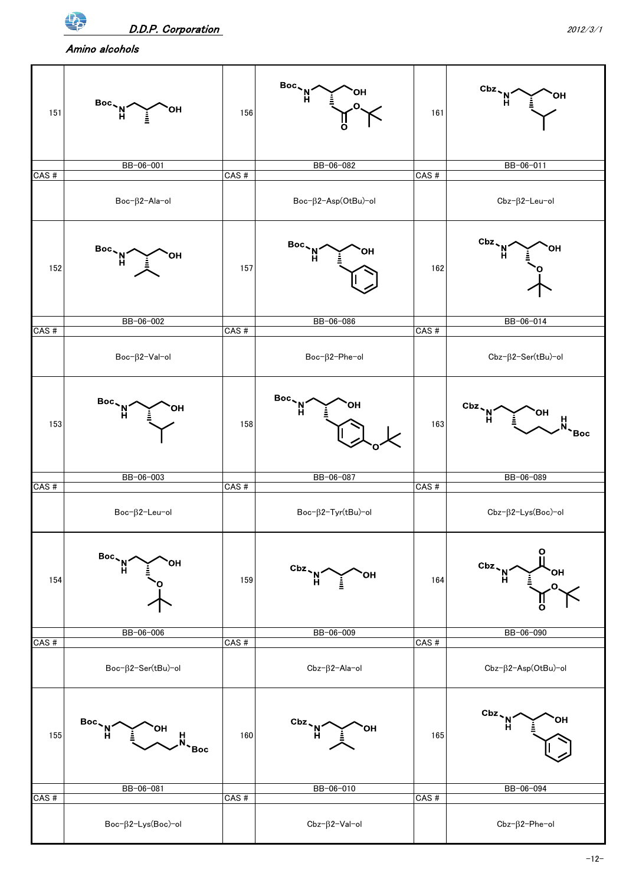## Amino alcohols

| No. | Code | CAS # | Name |
|---|---|---|---|
| 151 | BB-06-001 | | Boc-β2-Ala-ol |
| 152 | BB-06-002 | | Boc-β2-Val-ol |
| 153 | BB-06-003 | | Boc-β2-Leu-ol |
| 154 | BB-06-006 | | Boc-β2-Ser(tBu)-ol |
| 155 | BB-06-081 | | Boc-β2-Lys(Boc)-ol |
| 156 | BB-06-082 | | Boc-β2-Asp(OtBu)-ol |
| 157 | BB-06-086 | | Boc-β2-Phe-ol |
| 158 | BB-06-087 | | Boc-β2-Tyr(tBu)-ol |
| 159 | BB-06-009 | | Cbz-β2-Ala-ol |
| 160 | BB-06-010 | | Cbz-β2-Val-ol |
| 161 | BB-06-011 | | Cbz-β2-Leu-ol |
| 162 | BB-06-014 | | Cbz-β2-Ser(tBu)-ol |
| 163 | BB-06-089 | | Cbz-β2-Lys(Boc)-ol |
| 164 | BB-06-090 | | Cbz-β2-Asp(OtBu)-ol |
| 165 | BB-06-094 | | Cbz-β2-Phe-ol |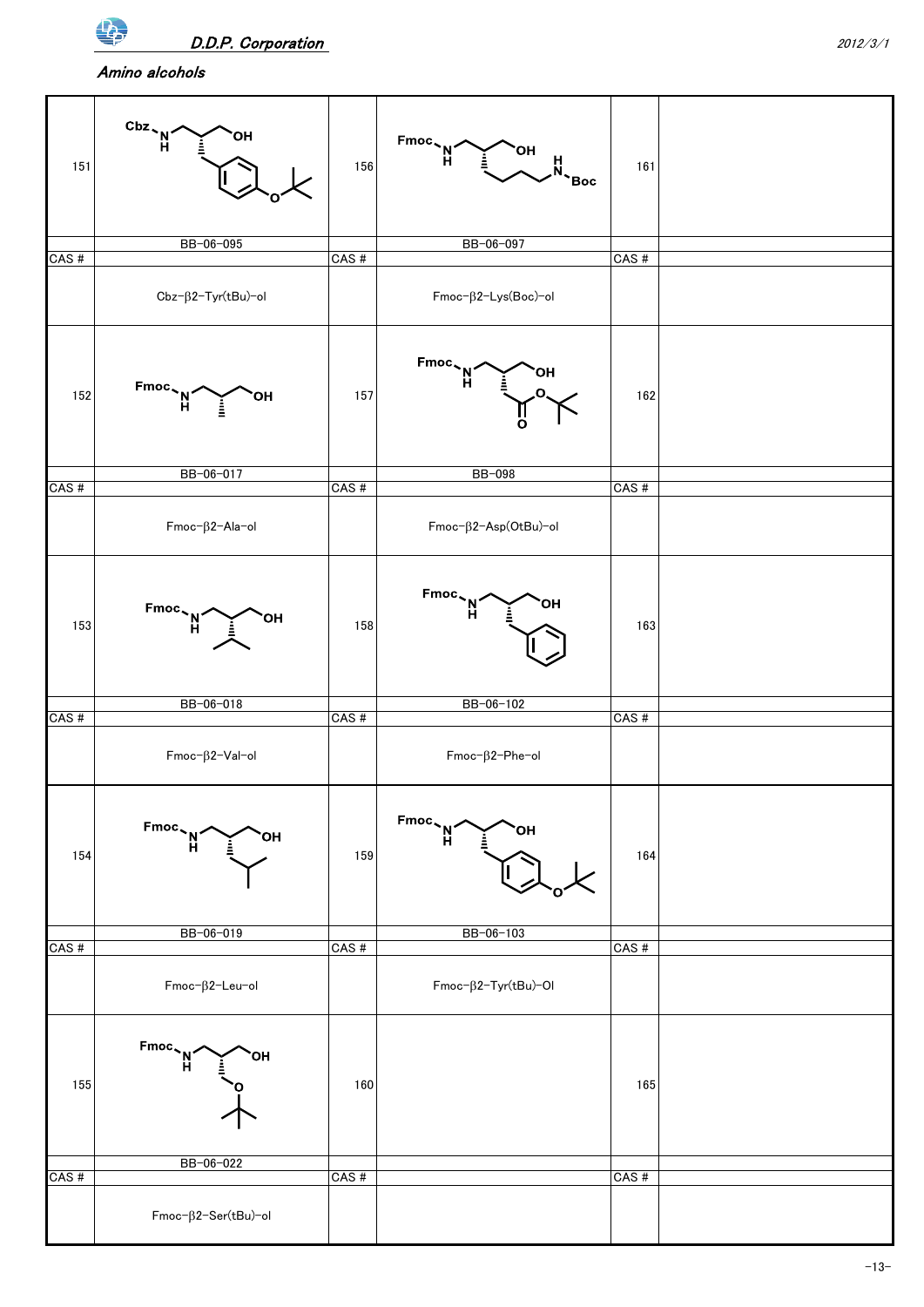## Amino alcohols

| No. | Code / Name | No. | Code / Name | No. | Code / Name |
|---|---|---|---|---|---|
| 151 | BB-06-095 | 156 | BB-06-097 | 161 | |
| CAS # | | CAS # | | CAS # | |
| | Cbz-β2-Tyr(tBu)-ol | | Fmoc-β2-Lys(Boc)-ol | | |
| 152 | BB-06-017 | 157 | BB-098 | 162 | |
| CAS # | | CAS # | | CAS # | |
| | Fmoc-β2-Ala-ol | | Fmoc-β2-Asp(OtBu)-ol | | |
| 153 | BB-06-018 | 158 | BB-06-102 | 163 | |
| CAS # | | CAS # | | CAS # | |
| | Fmoc-β2-Val-ol | | Fmoc-β2-Phe-ol | | |
| 154 | BB-06-019 | 159 | BB-06-103 | 164 | |
| CAS # | | CAS # | | CAS # | |
| | Fmoc-β2-Leu-ol | | Fmoc-β2-Tyr(tBu)-Ol | | |
| 155 | BB-06-022 | 160 | | 165 | |
| CAS # | | CAS # | | CAS # | |
| | Fmoc-β2-Ser(tBu)-ol | | | | |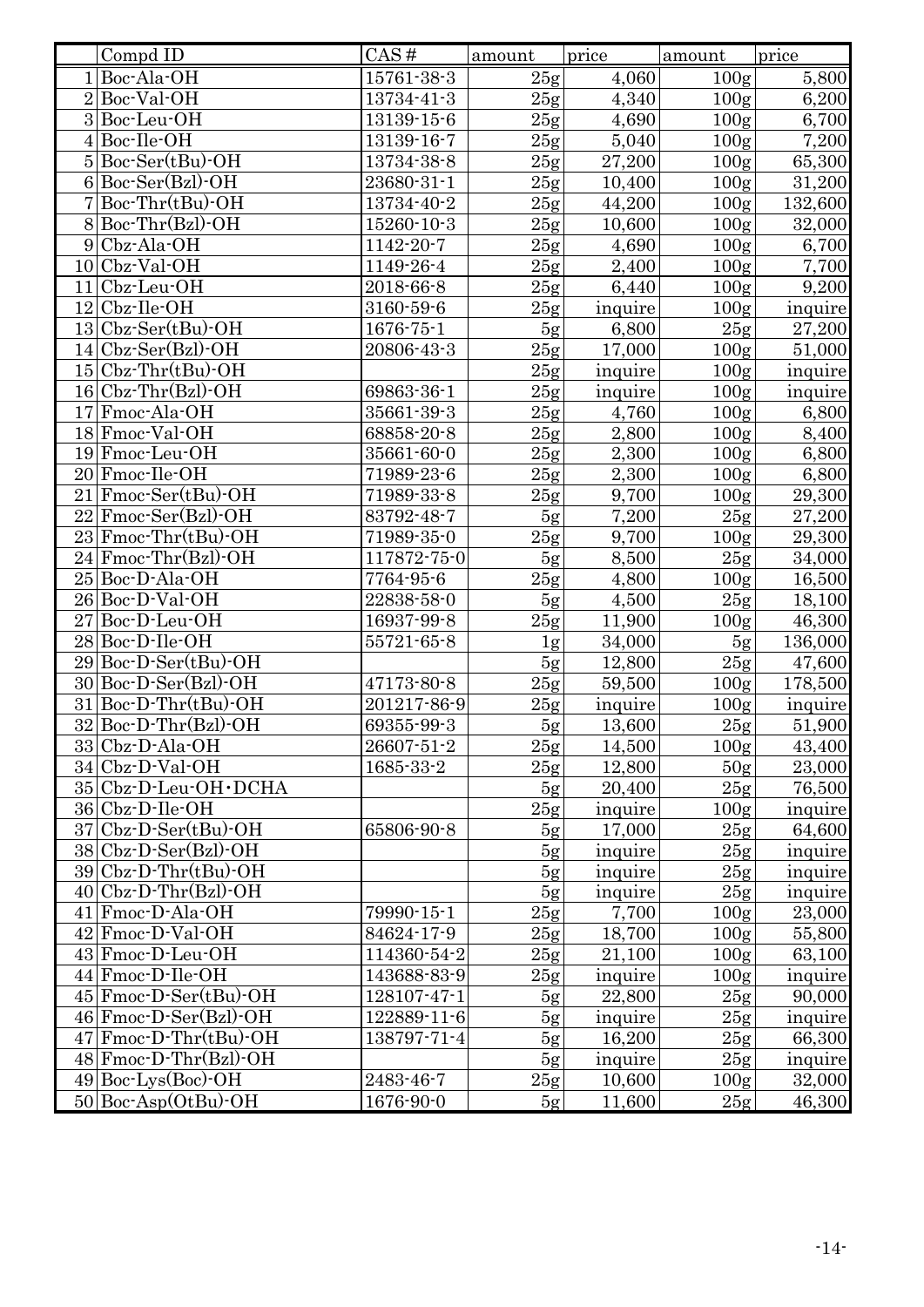| | Compd ID | CAS # | amount | price | amount | price |
|---|---|---|---|---|---|---|
| 1 | Boc-Ala-OH | 15761-38-3 | 25g | 4,060 | 100g | 5,800 |
| 2 | Boc-Val-OH | 13734-41-3 | 25g | 4,340 | 100g | 6,200 |
| 3 | Boc-Leu-OH | 13139-15-6 | 25g | 4,690 | 100g | 6,700 |
| 4 | Boc-Ile-OH | 13139-16-7 | 25g | 5,040 | 100g | 7,200 |
| 5 | Boc-Ser(tBu)-OH | 13734-38-8 | 25g | 27,200 | 100g | 65,300 |
| 6 | Boc-Ser(Bzl)-OH | 23680-31-1 | 25g | 10,400 | 100g | 31,200 |
| 7 | Boc-Thr(tBu)-OH | 13734-40-2 | 25g | 44,200 | 100g | 132,600 |
| 8 | Boc-Thr(Bzl)-OH | 15260-10-3 | 25g | 10,600 | 100g | 32,000 |
| 9 | Cbz-Ala-OH | 1142-20-7 | 25g | 4,690 | 100g | 6,700 |
| 10 | Cbz-Val-OH | 1149-26-4 | 25g | 2,400 | 100g | 7,700 |
| 11 | Cbz-Leu-OH | 2018-66-8 | 25g | 6,440 | 100g | 9,200 |
| 12 | Cbz-Ile-OH | 3160-59-6 | 25g | inquire | 100g | inquire |
| 13 | Cbz-Ser(tBu)-OH | 1676-75-1 | 5g | 6,800 | 25g | 27,200 |
| 14 | Cbz-Ser(Bzl)-OH | 20806-43-3 | 25g | 17,000 | 100g | 51,000 |
| 15 | Cbz-Thr(tBu)-OH | | 25g | inquire | 100g | inquire |
| 16 | Cbz-Thr(Bzl)-OH | 69863-36-1 | 25g | inquire | 100g | inquire |
| 17 | Fmoc-Ala-OH | 35661-39-3 | 25g | 4,760 | 100g | 6,800 |
| 18 | Fmoc-Val-OH | 68858-20-8 | 25g | 2,800 | 100g | 8,400 |
| 19 | Fmoc-Leu-OH | 35661-60-0 | 25g | 2,300 | 100g | 6,800 |
| 20 | Fmoc-Ile-OH | 71989-23-6 | 25g | 2,300 | 100g | 6,800 |
| 21 | Fmoc-Ser(tBu)-OH | 71989-33-8 | 25g | 9,700 | 100g | 29,300 |
| 22 | Fmoc-Ser(Bzl)-OH | 83792-48-7 | 5g | 7,200 | 25g | 27,200 |
| 23 | Fmoc-Thr(tBu)-OH | 71989-35-0 | 25g | 9,700 | 100g | 29,300 |
| 24 | Fmoc-Thr(Bzl)-OH | 117872-75-0 | 5g | 8,500 | 25g | 34,000 |
| 25 | Boc-D-Ala-OH | 7764-95-6 | 25g | 4,800 | 100g | 16,500 |
| 26 | Boc-D-Val-OH | 22838-58-0 | 5g | 4,500 | 25g | 18,100 |
| 27 | Boc-D-Leu-OH | 16937-99-8 | 25g | 11,900 | 100g | 46,300 |
| 28 | Boc-D-Ile-OH | 55721-65-8 | 1g | 34,000 | 5g | 136,000 |
| 29 | Boc-D-Ser(tBu)-OH | | 5g | 12,800 | 25g | 47,600 |
| 30 | Boc-D-Ser(Bzl)-OH | 47173-80-8 | 25g | 59,500 | 100g | 178,500 |
| 31 | Boc-D-Thr(tBu)-OH | 201217-86-9 | 25g | inquire | 100g | inquire |
| 32 | Boc-D-Thr(Bzl)-OH | 69355-99-3 | 5g | 13,600 | 25g | 51,900 |
| 33 | Cbz-D-Ala-OH | 26607-51-2 | 25g | 14,500 | 100g | 43,400 |
| 34 | Cbz-D-Val-OH | 1685-33-2 | 25g | 12,800 | 50g | 23,000 |
| 35 | Cbz-D-Leu-OH・DCHA | | 5g | 20,400 | 25g | 76,500 |
| 36 | Cbz-D-Ile-OH | | 25g | inquire | 100g | inquire |
| 37 | Cbz-D-Ser(tBu)-OH | 65806-90-8 | 5g | 17,000 | 25g | 64,600 |
| 38 | Cbz-D-Ser(Bzl)-OH | | 5g | inquire | 25g | inquire |
| 39 | Cbz-D-Thr(tBu)-OH | | 5g | inquire | 25g | inquire |
| 40 | Cbz-D-Thr(Bzl)-OH | | 5g | inquire | 25g | inquire |
| 41 | Fmoc-D-Ala-OH | 79990-15-1 | 25g | 7,700 | 100g | 23,000 |
| 42 | Fmoc-D-Val-OH | 84624-17-9 | 25g | 18,700 | 100g | 55,800 |
| 43 | Fmoc-D-Leu-OH | 114360-54-2 | 25g | 21,100 | 100g | 63,100 |
| 44 | Fmoc-D-Ile-OH | 143688-83-9 | 25g | inquire | 100g | inquire |
| 45 | Fmoc-D-Ser(tBu)-OH | 128107-47-1 | 5g | 22,800 | 25g | 90,000 |
| 46 | Fmoc-D-Ser(Bzl)-OH | 122889-11-6 | 5g | inquire | 25g | inquire |
| 47 | Fmoc-D-Thr(tBu)-OH | 138797-71-4 | 5g | 16,200 | 25g | 66,300 |
| 48 | Fmoc-D-Thr(Bzl)-OH | | 5g | inquire | 25g | inquire |
| 49 | Boc-Lys(Boc)-OH | 2483-46-7 | 25g | 10,600 | 100g | 32,000 |
| 50 | Boc-Asp(OtBu)-OH | 1676-90-0 | 5g | 11,600 | 25g | 46,300 |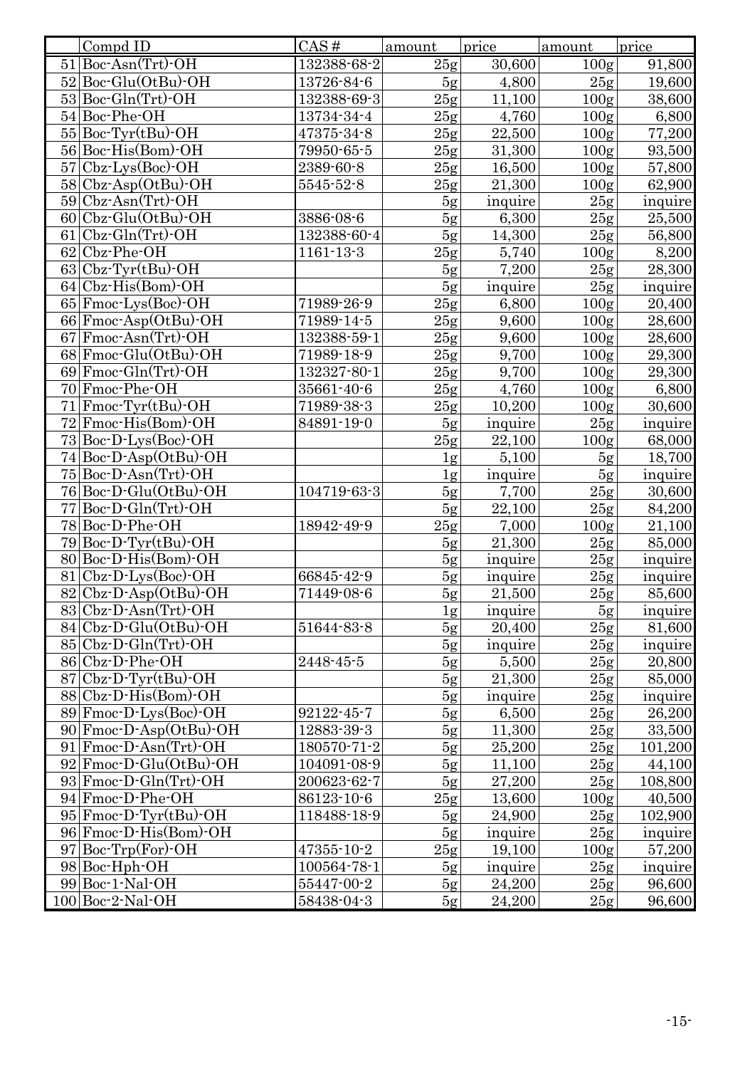|  | Compd ID | CAS# | amount | price | amount | price |
|---|---|---|---|---|---|---|
| 51 | Boc-Asn(Trt)-OH | 132388-68-2 | 25g | 30,600 | 100g | 91,800 |
| 52 | Boc-Glu(OtBu)-OH | 13726-84-6 | 5g | 4,800 | 25g | 19,600 |
| 53 | Boc-Gln(Trt)-OH | 132388-69-3 | 25g | 11,100 | 100g | 38,600 |
| 54 | Boc-Phe-OH | 13734-34-4 | 25g | 4,760 | 100g | 6,800 |
| 55 | Boc-Tyr(tBu)-OH | 47375-34-8 | 25g | 22,500 | 100g | 77,200 |
| 56 | Boc-His(Bom)-OH | 79950-65-5 | 25g | 31,300 | 100g | 93,500 |
| 57 | Cbz-Lys(Boc)-OH | 2389-60-8 | 25g | 16,500 | 100g | 57,800 |
| 58 | Cbz-Asp(OtBu)-OH | 5545-52-8 | 25g | 21,300 | 100g | 62,900 |
| 59 | Cbz-Asn(Trt)-OH |  | 5g | inquire | 25g | inquire |
| 60 | Cbz-Glu(OtBu)-OH | 3886-08-6 | 5g | 6,300 | 25g | 25,500 |
| 61 | Cbz-Gln(Trt)-OH | 132388-60-4 | 5g | 14,300 | 25g | 56,800 |
| 62 | Cbz-Phe-OH | 1161-13-3 | 25g | 5,740 | 100g | 8,200 |
| 63 | Cbz-Tyr(tBu)-OH |  | 5g | 7,200 | 25g | 28,300 |
| 64 | Cbz-His(Bom)-OH |  | 5g | inquire | 25g | inquire |
| 65 | Fmoc-Lys(Boc)-OH | 71989-26-9 | 25g | 6,800 | 100g | 20,400 |
| 66 | Fmoc-Asp(OtBu)-OH | 71989-14-5 | 25g | 9,600 | 100g | 28,600 |
| 67 | Fmoc-Asn(Trt)-OH | 132388-59-1 | 25g | 9,600 | 100g | 28,600 |
| 68 | Fmoc-Glu(OtBu)-OH | 71989-18-9 | 25g | 9,700 | 100g | 29,300 |
| 69 | Fmoc-Gln(Trt)-OH | 132327-80-1 | 25g | 9,700 | 100g | 29,300 |
| 70 | Fmoc-Phe-OH | 35661-40-6 | 25g | 4,760 | 100g | 6,800 |
| 71 | Fmoc-Tyr(tBu)-OH | 71989-38-3 | 25g | 10,200 | 100g | 30,600 |
| 72 | Fmoc-His(Bom)-OH | 84891-19-0 | 5g | inquire | 25g | inquire |
| 73 | Boc-D-Lys(Boc)-OH |  | 25g | 22,100 | 100g | 68,000 |
| 74 | Boc-D-Asp(OtBu)-OH |  | 1g | 5,100 | 5g | 18,700 |
| 75 | Boc-D-Asn(Trt)-OH |  | 1g | inquire | 5g | inquire |
| 76 | Boc-D-Glu(OtBu)-OH | 104719-63-3 | 5g | 7,700 | 25g | 30,600 |
| 77 | Boc-D-Gln(Trt)-OH |  | 5g | 22,100 | 25g | 84,200 |
| 78 | Boc-D-Phe-OH | 18942-49-9 | 25g | 7,000 | 100g | 21,100 |
| 79 | Boc-D-Tyr(tBu)-OH |  | 5g | 21,300 | 25g | 85,000 |
| 80 | Boc-D-His(Bom)-OH |  | 5g | inquire | 25g | inquire |
| 81 | Cbz-D-Lys(Boc)-OH | 66845-42-9 | 5g | inquire | 25g | inquire |
| 82 | Cbz-D-Asp(OtBu)-OH | 71449-08-6 | 5g | 21,500 | 25g | 85,600 |
| 83 | Cbz-D-Asn(Trt)-OH |  | 1g | inquire | 5g | inquire |
| 84 | Cbz-D-Glu(OtBu)-OH | 51644-83-8 | 5g | 20,400 | 25g | 81,600 |
| 85 | Cbz-D-Gln(Trt)-OH |  | 5g | inquire | 25g | inquire |
| 86 | Cbz-D-Phe-OH | 2448-45-5 | 5g | 5,500 | 25g | 20,800 |
| 87 | Cbz-D-Tyr(tBu)-OH |  | 5g | 21,300 | 25g | 85,000 |
| 88 | Cbz-D-His(Bom)-OH |  | 5g | inquire | 25g | inquire |
| 89 | Fmoc-D-Lys(Boc)-OH | 92122-45-7 | 5g | 6,500 | 25g | 26,200 |
| 90 | Fmoc-D-Asp(OtBu)-OH | 12883-39-3 | 5g | 11,300 | 25g | 33,500 |
| 91 | Fmoc-D-Asn(Trt)-OH | 180570-71-2 | 5g | 25,200 | 25g | 101,200 |
| 92 | Fmoc-D-Glu(OtBu)-OH | 104091-08-9 | 5g | 11,100 | 25g | 44,100 |
| 93 | Fmoc-D-Gln(Trt)-OH | 200623-62-7 | 5g | 27,200 | 25g | 108,800 |
| 94 | Fmoc-D-Phe-OH | 86123-10-6 | 25g | 13,600 | 100g | 40,500 |
| 95 | Fmoc-D-Tyr(tBu)-OH | 118488-18-9 | 5g | 24,900 | 25g | 102,900 |
| 96 | Fmoc-D-His(Bom)-OH |  | 5g | inquire | 25g | inquire |
| 97 | Boc-Trp(For)-OH | 47355-10-2 | 25g | 19,100 | 100g | 57,200 |
| 98 | Boc-Hph-OH | 100564-78-1 | 5g | inquire | 25g | inquire |
| 99 | Boc-1-Nal-OH | 55447-00-2 | 5g | 24,200 | 25g | 96,600 |
| 100 | Boc-2-Nal-OH | 58438-04-3 | 5g | 24,200 | 25g | 96,600 |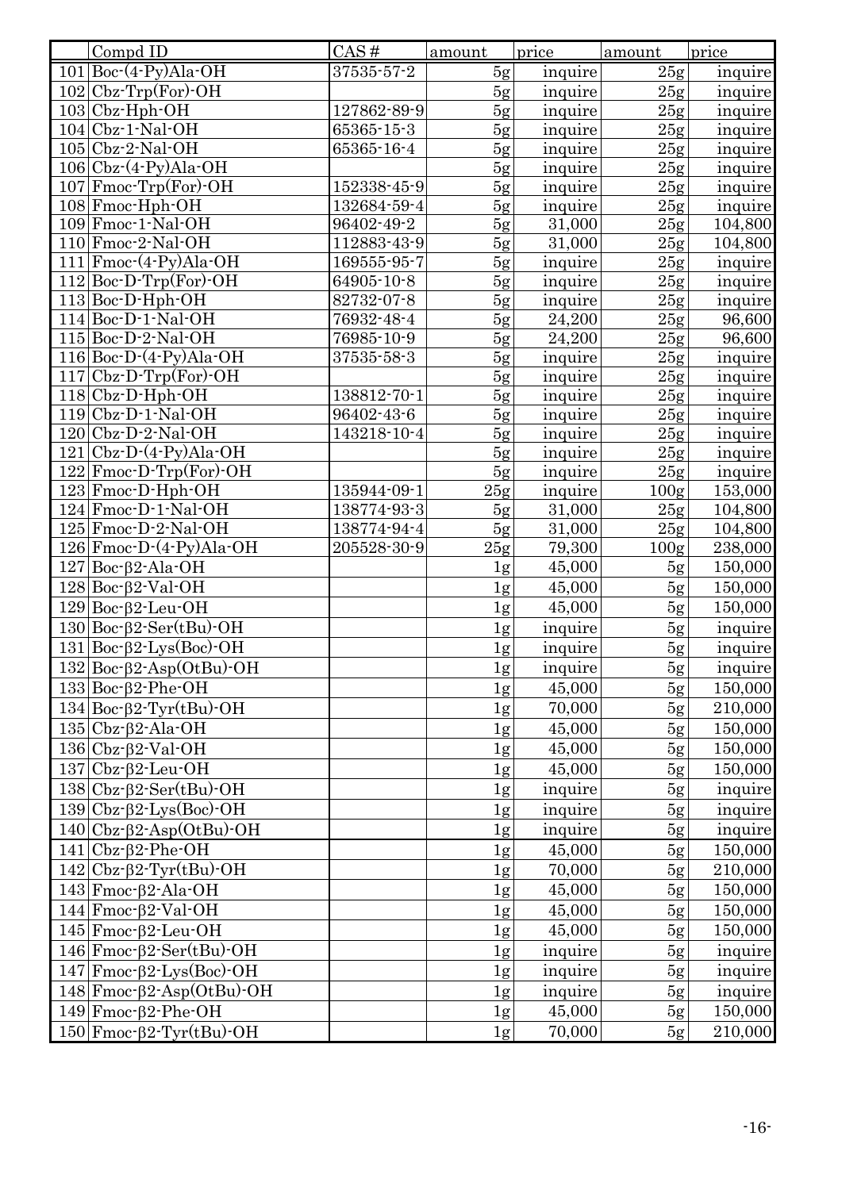| | Compd ID | CAS# | amount | price | amount | price |
|---|---|---|---|---|---|---|
| 101 | Boc-(4-Py)Ala-OH | 37535-57-2 | 5g | inquire | 25g | inquire |
| 102 | Cbz-Trp(For)-OH | | 5g | inquire | 25g | inquire |
| 103 | Cbz-Hph-OH | 127862-89-9 | 5g | inquire | 25g | inquire |
| 104 | Cbz-1-Nal-OH | 65365-15-3 | 5g | inquire | 25g | inquire |
| 105 | Cbz-2-Nal-OH | 65365-16-4 | 5g | inquire | 25g | inquire |
| 106 | Cbz-(4-Py)Ala-OH | | 5g | inquire | 25g | inquire |
| 107 | Fmoc-Trp(For)-OH | 152338-45-9 | 5g | inquire | 25g | inquire |
| 108 | Fmoc-Hph-OH | 132684-59-4 | 5g | inquire | 25g | inquire |
| 109 | Fmoc-1-Nal-OH | 96402-49-2 | 5g | 31,000 | 25g | 104,800 |
| 110 | Fmoc-2-Nal-OH | 112883-43-9 | 5g | 31,000 | 25g | 104,800 |
| 111 | Fmoc-(4-Py)Ala-OH | 169555-95-7 | 5g | inquire | 25g | inquire |
| 112 | Boc-D-Trp(For)-OH | 64905-10-8 | 5g | inquire | 25g | inquire |
| 113 | Boc-D-Hph-OH | 82732-07-8 | 5g | inquire | 25g | inquire |
| 114 | Boc-D-1-Nal-OH | 76932-48-4 | 5g | 24,200 | 25g | 96,600 |
| 115 | Boc-D-2-Nal-OH | 76985-10-9 | 5g | 24,200 | 25g | 96,600 |
| 116 | Boc-D-(4-Py)Ala-OH | 37535-58-3 | 5g | inquire | 25g | inquire |
| 117 | Cbz-D-Trp(For)-OH | | 5g | inquire | 25g | inquire |
| 118 | Cbz-D-Hph-OH | 138812-70-1 | 5g | inquire | 25g | inquire |
| 119 | Cbz-D-1-Nal-OH | 96402-43-6 | 5g | inquire | 25g | inquire |
| 120 | Cbz-D-2-Nal-OH | 143218-10-4 | 5g | inquire | 25g | inquire |
| 121 | Cbz-D-(4-Py)Ala-OH | | 5g | inquire | 25g | inquire |
| 122 | Fmoc-D-Trp(For)-OH | | 5g | inquire | 25g | inquire |
| 123 | Fmoc-D-Hph-OH | 135944-09-1 | 25g | inquire | 100g | 153,000 |
| 124 | Fmoc-D-1-Nal-OH | 138774-93-3 | 5g | 31,000 | 25g | 104,800 |
| 125 | Fmoc-D-2-Nal-OH | 138774-94-4 | 5g | 31,000 | 25g | 104,800 |
| 126 | Fmoc-D-(4-Py)Ala-OH | 205528-30-9 | 25g | 79,300 | 100g | 238,000 |
| 127 | Boc-β2-Ala-OH | | 1g | 45,000 | 5g | 150,000 |
| 128 | Boc-β2-Val-OH | | 1g | 45,000 | 5g | 150,000 |
| 129 | Boc-β2-Leu-OH | | 1g | 45,000 | 5g | 150,000 |
| 130 | Boc-β2-Ser(tBu)-OH | | 1g | inquire | 5g | inquire |
| 131 | Boc-β2-Lys(Boc)-OH | | 1g | inquire | 5g | inquire |
| 132 | Boc-β2-Asp(OtBu)-OH | | 1g | inquire | 5g | inquire |
| 133 | Boc-β2-Phe-OH | | 1g | 45,000 | 5g | 150,000 |
| 134 | Boc-β2-Tyr(tBu)-OH | | 1g | 70,000 | 5g | 210,000 |
| 135 | Cbz-β2-Ala-OH | | 1g | 45,000 | 5g | 150,000 |
| 136 | Cbz-β2-Val-OH | | 1g | 45,000 | 5g | 150,000 |
| 137 | Cbz-β2-Leu-OH | | 1g | 45,000 | 5g | 150,000 |
| 138 | Cbz-β2-Ser(tBu)-OH | | 1g | inquire | 5g | inquire |
| 139 | Cbz-β2-Lys(Boc)-OH | | 1g | inquire | 5g | inquire |
| 140 | Cbz-β2-Asp(OtBu)-OH | | 1g | inquire | 5g | inquire |
| 141 | Cbz-β2-Phe-OH | | 1g | 45,000 | 5g | 150,000 |
| 142 | Cbz-β2-Tyr(tBu)-OH | | 1g | 70,000 | 5g | 210,000 |
| 143 | Fmoc-β2-Ala-OH | | 1g | 45,000 | 5g | 150,000 |
| 144 | Fmoc-β2-Val-OH | | 1g | 45,000 | 5g | 150,000 |
| 145 | Fmoc-β2-Leu-OH | | 1g | 45,000 | 5g | 150,000 |
| 146 | Fmoc-β2-Ser(tBu)-OH | | 1g | inquire | 5g | inquire |
| 147 | Fmoc-β2-Lys(Boc)-OH | | 1g | inquire | 5g | inquire |
| 148 | Fmoc-β2-Asp(OtBu)-OH | | 1g | inquire | 5g | inquire |
| 149 | Fmoc-β2-Phe-OH | | 1g | 45,000 | 5g | 150,000 |
| 150 | Fmoc-β2-Tyr(tBu)-OH | | 1g | 70,000 | 5g | 210,000 |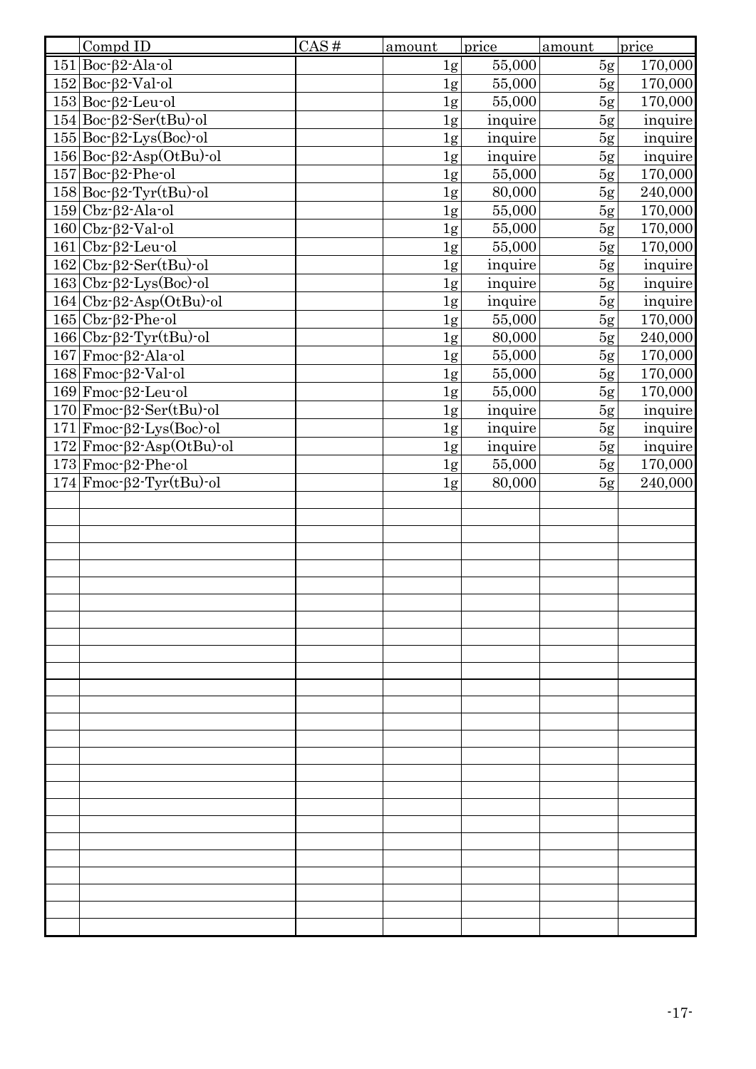| | Compd ID | CAS# | amount | price | amount | price |
|---|---|---|---|---|---|---|
| 151 | Boc-β2-Ala-ol | | 1g | 55,000 | 5g | 170,000 |
| 152 | Boc-β2-Val-ol | | 1g | 55,000 | 5g | 170,000 |
| 153 | Boc-β2-Leu-ol | | 1g | 55,000 | 5g | 170,000 |
| 154 | Boc-β2-Ser(tBu)-ol | | 1g | inquire | 5g | inquire |
| 155 | Boc-β2-Lys(Boc)-ol | | 1g | inquire | 5g | inquire |
| 156 | Boc-β2-Asp(OtBu)-ol | | 1g | inquire | 5g | inquire |
| 157 | Boc-β2-Phe-ol | | 1g | 55,000 | 5g | 170,000 |
| 158 | Boc-β2-Tyr(tBu)-ol | | 1g | 80,000 | 5g | 240,000 |
| 159 | Cbz-β2-Ala-ol | | 1g | 55,000 | 5g | 170,000 |
| 160 | Cbz-β2-Val-ol | | 1g | 55,000 | 5g | 170,000 |
| 161 | Cbz-β2-Leu-ol | | 1g | 55,000 | 5g | 170,000 |
| 162 | Cbz-β2-Ser(tBu)-ol | | 1g | inquire | 5g | inquire |
| 163 | Cbz-β2-Lys(Boc)-ol | | 1g | inquire | 5g | inquire |
| 164 | Cbz-β2-Asp(OtBu)-ol | | 1g | inquire | 5g | inquire |
| 165 | Cbz-β2-Phe-ol | | 1g | 55,000 | 5g | 170,000 |
| 166 | Cbz-β2-Tyr(tBu)-ol | | 1g | 80,000 | 5g | 240,000 |
| 167 | Fmoc-β2-Ala-ol | | 1g | 55,000 | 5g | 170,000 |
| 168 | Fmoc-β2-Val-ol | | 1g | 55,000 | 5g | 170,000 |
| 169 | Fmoc-β2-Leu-ol | | 1g | 55,000 | 5g | 170,000 |
| 170 | Fmoc-β2-Ser(tBu)-ol | | 1g | inquire | 5g | inquire |
| 171 | Fmoc-β2-Lys(Boc)-ol | | 1g | inquire | 5g | inquire |
| 172 | Fmoc-β2-Asp(OtBu)-ol | | 1g | inquire | 5g | inquire |
| 173 | Fmoc-β2-Phe-ol | | 1g | 55,000 | 5g | 170,000 |
| 174 | Fmoc-β2-Tyr(tBu)-ol | | 1g | 80,000 | 5g | 240,000 |